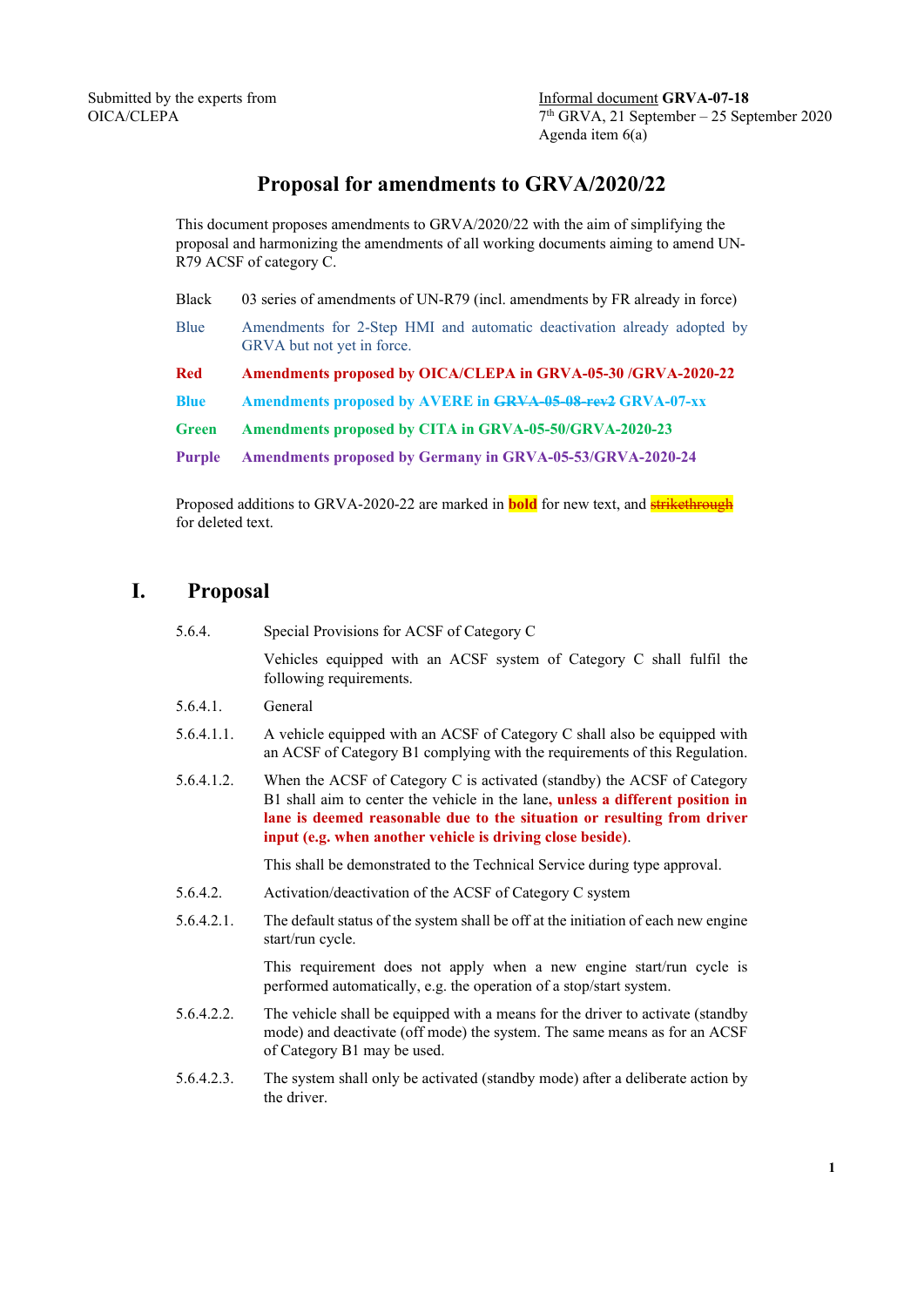Submitted by the experts from OICA/CLEPA

Informal document **GRVA-07-18**
7th GRVA, 21 September – 25 September 2020
Agenda item 6(a)

# Proposal for amendments to GRVA/2020/22

This document proposes amendments to GRVA/2020/22 with the aim of simplifying the proposal and harmonizing the amendments of all working documents aiming to amend UN-R79 ACSF of category C.

| | |
|---|---|
| Black | 03 series of amendments of UN-R79 (incl. amendments by FR already in force) |
| Blue | Amendments for 2-Step HMI and automatic deactivation already adopted by GRVA but not yet in force. |
| **Red** | **Amendments proposed by OICA/CLEPA in GRVA-05-30 /GRVA-2020-22** |
| **Blue** | **Amendments proposed by AVERE in ~~GRVA-05-08-rev2~~ GRVA-07-xx** |
| **Green** | **Amendments proposed by CITA in GRVA-05-50/GRVA-2020-23** |
| **Purple** | **Amendments proposed by Germany in GRVA-05-53/GRVA-2020-24** |

Proposed additions to GRVA-2020-22 are marked in **bold** for new text, and ~~strikethrough~~ for deleted text.

## I. Proposal

5.6.4. Special Provisions for ACSF of Category C

Vehicles equipped with an ACSF system of Category C shall fulfil the following requirements.

5.6.4.1. General

5.6.4.1.1. A vehicle equipped with an ACSF of Category C shall also be equipped with an ACSF of Category B1 complying with the requirements of this Regulation.

5.6.4.1.2. When the ACSF of Category C is activated (standby) the ACSF of Category B1 shall aim to center the vehicle in the lane**, unless a different position in lane is deemed reasonable due to the situation or resulting from driver input (e.g. when another vehicle is driving close beside)**.

This shall be demonstrated to the Technical Service during type approval.

5.6.4.2. Activation/deactivation of the ACSF of Category C system

5.6.4.2.1. The default status of the system shall be off at the initiation of each new engine start/run cycle.

This requirement does not apply when a new engine start/run cycle is performed automatically, e.g. the operation of a stop/start system.

5.6.4.2.2. The vehicle shall be equipped with a means for the driver to activate (standby mode) and deactivate (off mode) the system. The same means as for an ACSF of Category B1 may be used.

5.6.4.2.3. The system shall only be activated (standby mode) after a deliberate action by the driver.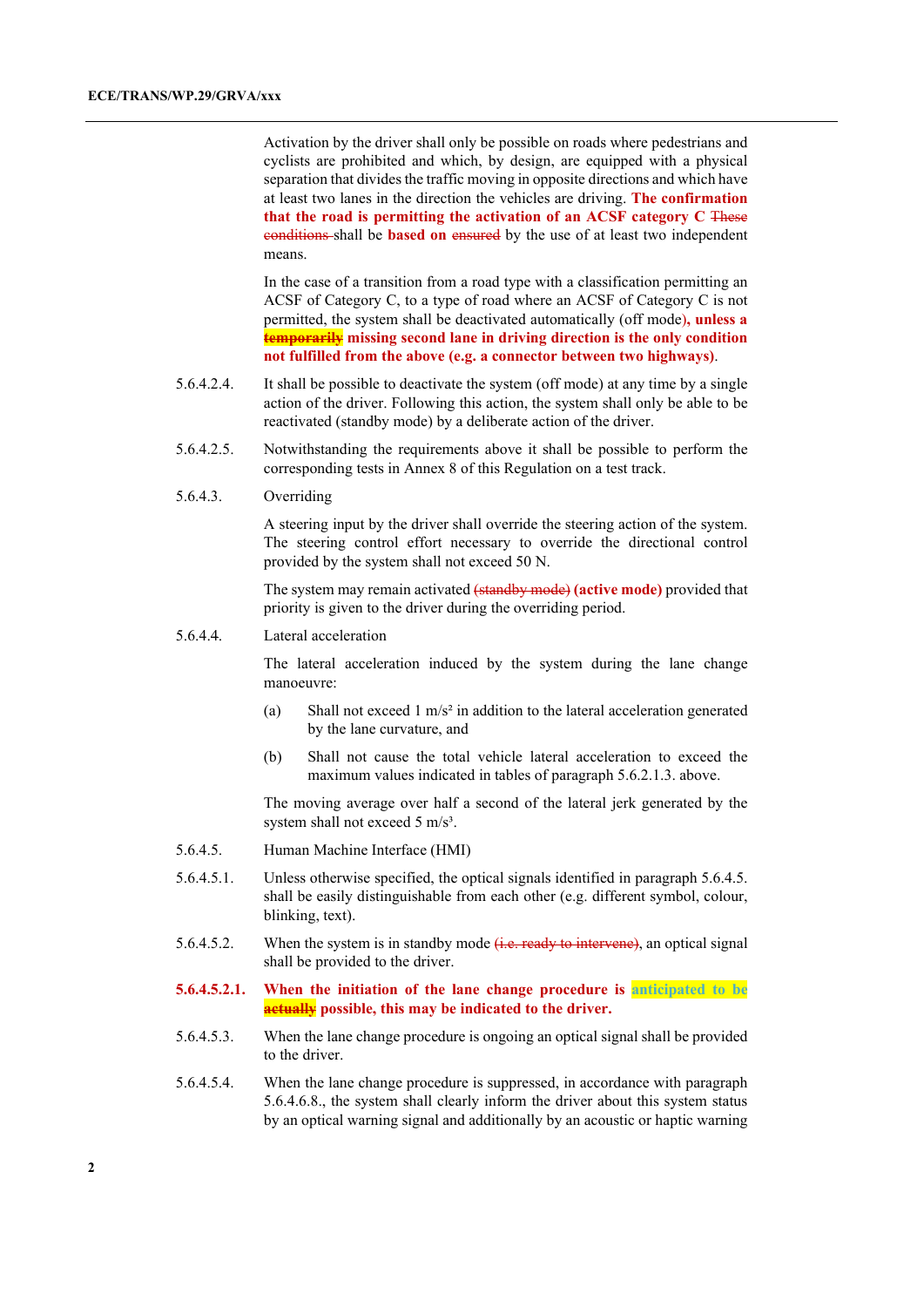Activation by the driver shall only be possible on roads where pedestrians and cyclists are prohibited and which, by design, are equipped with a physical separation that divides the traffic moving in opposite directions and which have at least two lanes in the direction the vehicles are driving. **The confirmation that the road is permitting the activation of an ACSF category C** ~~These conditions~~ shall be **based on** ~~ensured~~ by the use of at least two independent means.

In the case of a transition from a road type with a classification permitting an ACSF of Category C, to a type of road where an ACSF of Category C is not permitted, the system shall be deactivated automatically (off mode)**, unless a** ~~**temporarily**~~ **missing second lane in driving direction is the only condition not fulfilled from the above (e.g. a connector between two highways)**.

5.6.4.2.4. It shall be possible to deactivate the system (off mode) at any time by a single action of the driver. Following this action, the system shall only be able to be reactivated (standby mode) by a deliberate action of the driver.

5.6.4.2.5. Notwithstanding the requirements above it shall be possible to perform the corresponding tests in Annex 8 of this Regulation on a test track.

5.6.4.3. Overriding

A steering input by the driver shall override the steering action of the system. The steering control effort necessary to override the directional control provided by the system shall not exceed 50 N.

The system may remain activated ~~(standby mode)~~ **(active mode)** provided that priority is given to the driver during the overriding period.

5.6.4.4. Lateral acceleration

The lateral acceleration induced by the system during the lane change manoeuvre:

(a) Shall not exceed 1 m/s² in addition to the lateral acceleration generated by the lane curvature, and

(b) Shall not cause the total vehicle lateral acceleration to exceed the maximum values indicated in tables of paragraph 5.6.2.1.3. above.

The moving average over half a second of the lateral jerk generated by the system shall not exceed 5 m/s³.

5.6.4.5. Human Machine Interface (HMI)

5.6.4.5.1. Unless otherwise specified, the optical signals identified in paragraph 5.6.4.5. shall be easily distinguishable from each other (e.g. different symbol, colour, blinking, text).

5.6.4.5.2. When the system is in standby mode ~~(i.e. ready to intervene)~~, an optical signal shall be provided to the driver.

**5.6.4.5.2.1. When the initiation of the lane change procedure is anticipated to be** ~~**actually**~~ **possible, this may be indicated to the driver.**

5.6.4.5.3. When the lane change procedure is ongoing an optical signal shall be provided to the driver.

5.6.4.5.4. When the lane change procedure is suppressed, in accordance with paragraph 5.6.4.6.8., the system shall clearly inform the driver about this system status by an optical warning signal and additionally by an acoustic or haptic warning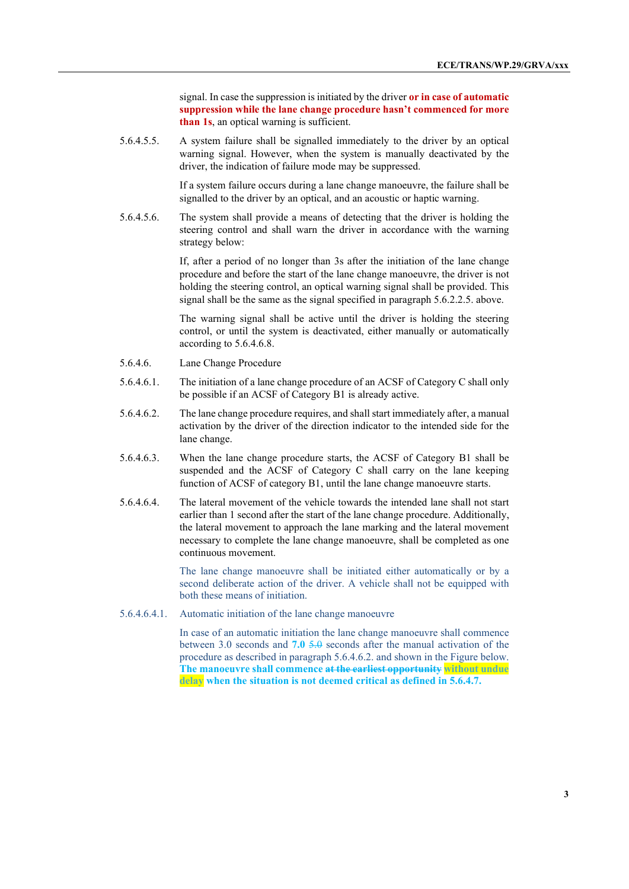signal. In case the suppression is initiated by the driver **or in case of automatic suppression while the lane change procedure hasn't commenced for more than 1s**, an optical warning is sufficient.

5.6.4.5.5. A system failure shall be signalled immediately to the driver by an optical warning signal. However, when the system is manually deactivated by the driver, the indication of failure mode may be suppressed.

If a system failure occurs during a lane change manoeuvre, the failure shall be signalled to the driver by an optical, and an acoustic or haptic warning.

5.6.4.5.6. The system shall provide a means of detecting that the driver is holding the steering control and shall warn the driver in accordance with the warning strategy below:

If, after a period of no longer than 3s after the initiation of the lane change procedure and before the start of the lane change manoeuvre, the driver is not holding the steering control, an optical warning signal shall be provided. This signal shall be the same as the signal specified in paragraph 5.6.2.2.5. above.

The warning signal shall be active until the driver is holding the steering control, or until the system is deactivated, either manually or automatically according to 5.6.4.6.8.

5.6.4.6. Lane Change Procedure

5.6.4.6.1. The initiation of a lane change procedure of an ACSF of Category C shall only be possible if an ACSF of Category B1 is already active.

5.6.4.6.2. The lane change procedure requires, and shall start immediately after, a manual activation by the driver of the direction indicator to the intended side for the lane change.

5.6.4.6.3. When the lane change procedure starts, the ACSF of Category B1 shall be suspended and the ACSF of Category C shall carry on the lane keeping function of ACSF of category B1, until the lane change manoeuvre starts.

5.6.4.6.4. The lateral movement of the vehicle towards the intended lane shall not start earlier than 1 second after the start of the lane change procedure. Additionally, the lateral movement to approach the lane marking and the lateral movement necessary to complete the lane change manoeuvre, shall be completed as one continuous movement.

The lane change manoeuvre shall be initiated either automatically or by a second deliberate action of the driver. A vehicle shall not be equipped with both these means of initiation.

5.6.4.6.4.1. Automatic initiation of the lane change manoeuvre

In case of an automatic initiation the lane change manoeuvre shall commence between 3.0 seconds and **7.0** ~~5.0~~ seconds after the manual activation of the procedure as described in paragraph 5.6.4.6.2. and shown in the Figure below. **The manoeuvre shall commence ~~at the earliest opportunity~~ without undue delay when the situation is not deemed critical as defined in 5.6.4.7.**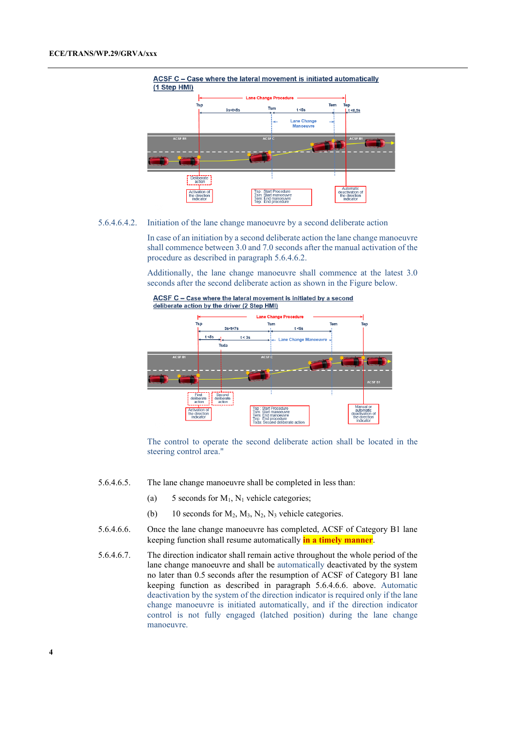**ACSF C – Case where the lateral movement is initiated automatically (1 Step HMI)**

5.6.4.6.4.2. Initiation of the lane change manoeuvre by a second deliberate action

In case of an initiation by a second deliberate action the lane change manoeuvre shall commence between 3.0 and 7.0 seconds after the manual activation of the procedure as described in paragraph 5.6.4.6.2.

Additionally, the lane change manoeuvre shall commence at the latest 3.0 seconds after the second deliberate action as shown in the Figure below.

**ACSF C – Case where the lateral movement is initiated by a second deliberate action by the driver (2 Step HMI)**

The control to operate the second deliberate action shall be located in the steering control area."

5.6.4.6.5. The lane change manoeuvre shall be completed in less than:

(a) 5 seconds for $M_1$, $N_1$ vehicle categories;

(b) 10 seconds for $M_2$, $M_3$, $N_2$, $N_3$ vehicle categories.

5.6.4.6.6. Once the lane change manoeuvre has completed, ACSF of Category B1 lane keeping function shall resume automatically **in a timely manner**.

5.6.4.6.7. The direction indicator shall remain active throughout the whole period of the lane change manoeuvre and shall be automatically deactivated by the system no later than 0.5 seconds after the resumption of ACSF of Category B1 lane keeping function as described in paragraph 5.6.4.6.6. above. Automatic deactivation by the system of the direction indicator is required only if the lane change manoeuvre is initiated automatically, and if the direction indicator control is not fully engaged (latched position) during the lane change manoeuvre.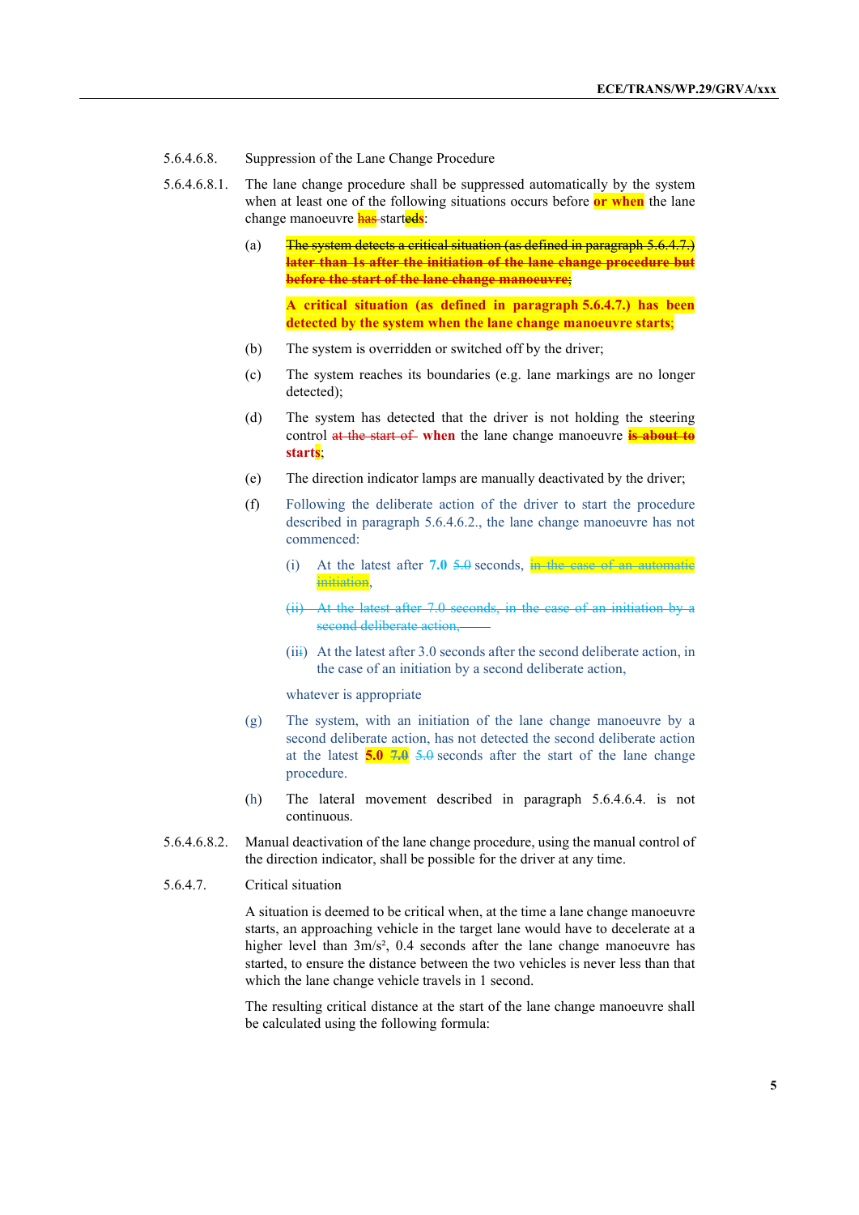5.6.4.6.8. Suppression of the Lane Change Procedure

5.6.4.6.8.1. The lane change procedure shall be suppressed automatically by the system when at least one of the following situations occurs before **or when** the lane change manoeuvre ~~has~~ start~~ed~~**s**:

(a) ~~**The system detects a critical situation (as defined in paragraph 5.6.4.7.) later than 1s after the initiation of the lane change procedure but before the start of the lane change manoeuvre;**~~

**A critical situation (as defined in paragraph 5.6.4.7.) has been detected by the system when the lane change manoeuvre starts;**

(b) The system is overridden or switched off by the driver;

(c) The system reaches its boundaries (e.g. lane markings are no longer detected);

(d) The system has detected that the driver is not holding the steering control ~~at the start of~~ **when** the lane change manoeuvre ~~**is about to**~~ **start**~~s~~;

(e) The direction indicator lamps are manually deactivated by the driver;

(f) Following the deliberate action of the driver to start the procedure described in paragraph 5.6.4.6.2., the lane change manoeuvre has not commenced:

(i) At the latest after **7.0** ~~5.0~~ seconds, ~~in the case of an automatic initiation~~,

~~(ii) At the latest after 7.0 seconds, in the case of an initiation by a second deliberate action,~~

(ii~~i~~) At the latest after 3.0 seconds after the second deliberate action, in the case of an initiation by a second deliberate action,

whatever is appropriate

(g) The system, with an initiation of the lane change manoeuvre by a second deliberate action, has not detected the second deliberate action at the latest **5.0** ~~**7.0**~~ ~~5.0~~ seconds after the start of the lane change procedure.

(h) The lateral movement described in paragraph 5.6.4.6.4. is not continuous.

5.6.4.6.8.2. Manual deactivation of the lane change procedure, using the manual control of the direction indicator, shall be possible for the driver at any time.

5.6.4.7. Critical situation

A situation is deemed to be critical when, at the time a lane change manoeuvre starts, an approaching vehicle in the target lane would have to decelerate at a higher level than 3m/s², 0.4 seconds after the lane change manoeuvre has started, to ensure the distance between the two vehicles is never less than that which the lane change vehicle travels in 1 second.

The resulting critical distance at the start of the lane change manoeuvre shall be calculated using the following formula: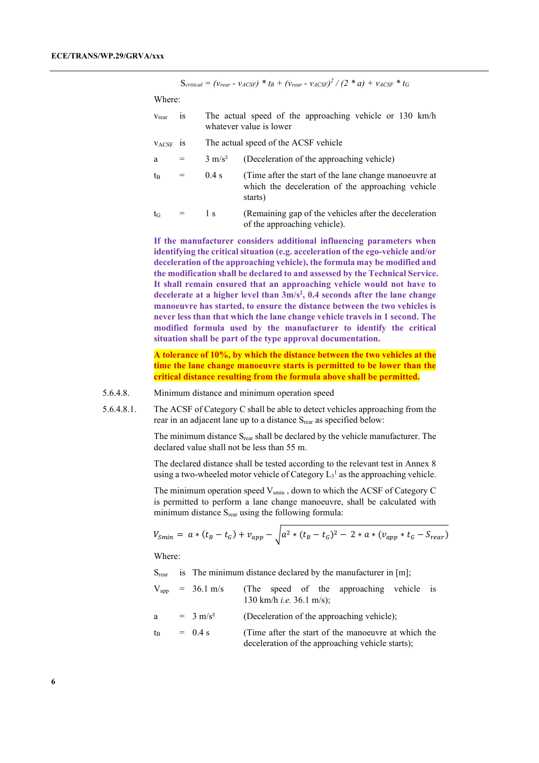$$S_{critical} = (v_{rear} - v_{ACSF}) * t_B + (v_{rear} - v_{ACSF})^2 / (2 * a) + v_{ACSF} * t_G$$

Where:

| | | | |
|---|---|---|---|
| $v_{rear}$ | is | The actual speed of the approaching vehicle or 130 km/h whatever value is lower | |
| $v_{ACSF}$ | is | The actual speed of the ACSF vehicle | |
| a | = | 3 m/s² | (Deceleration of the approaching vehicle) |
| $t_B$ | = | 0.4 s | (Time after the start of the lane change manoeuvre at which the deceleration of the approaching vehicle starts) |
| $t_G$ | = | 1 s | (Remaining gap of the vehicles after the deceleration of the approaching vehicle). |

**If the manufacturer considers additional influencing parameters when identifying the critical situation (e.g. acceleration of the ego-vehicle and/or deceleration of the approaching vehicle), the formula may be modified and the modification shall be declared to and assessed by the Technical Service. It shall remain ensured that an approaching vehicle would not have to decelerate at a higher level than 3m/s², 0.4 seconds after the lane change manoeuvre has started, to ensure the distance between the two vehicles is never less than that which the lane change vehicle travels in 1 second. The modified formula used by the manufacturer to identify the critical situation shall be part of the type approval documentation.**

**A tolerance of 10%, by which the distance between the two vehicles at the time the lane change manoeuvre starts is permitted to be lower than the critical distance resulting from the formula above shall be permitted.**

5.6.4.8. Minimum distance and minimum operation speed

5.6.4.8.1. The ACSF of Category C shall be able to detect vehicles approaching from the rear in an adjacent lane up to a distance $S_{rear}$ as specified below:

The minimum distance $S_{rear}$ shall be declared by the vehicle manufacturer. The declared value shall not be less than 55 m.

The declared distance shall be tested according to the relevant test in Annex 8 using a two-wheeled motor vehicle of Category $L_3$[1] as the approaching vehicle.

The minimum operation speed $V_{smin}$ , down to which the ACSF of Category C is permitted to perform a lane change manoeuvre, shall be calculated with minimum distance $S_{rear}$ using the following formula:

$$V_{Smin} = a * (t_B - t_G) + v_{app} - \sqrt{a^2 * (t_B - t_G)^2 - 2 * a * (v_{app} * t_G - S_{rear})}$$

Where:

| | | | |
|---|---|---|---|
| $S_{rear}$ | is | The minimum distance declared by the manufacturer in [m]; | |
| $V_{app}$ | = | 36.1 m/s | (The speed of the approaching vehicle is 130 km/h *i.e.* 36.1 m/s); |
| a | = | 3 m/s² | (Deceleration of the approaching vehicle); |
| $t_B$ | = | 0.4 s | (Time after the start of the manoeuvre at which the deceleration of the approaching vehicle starts); |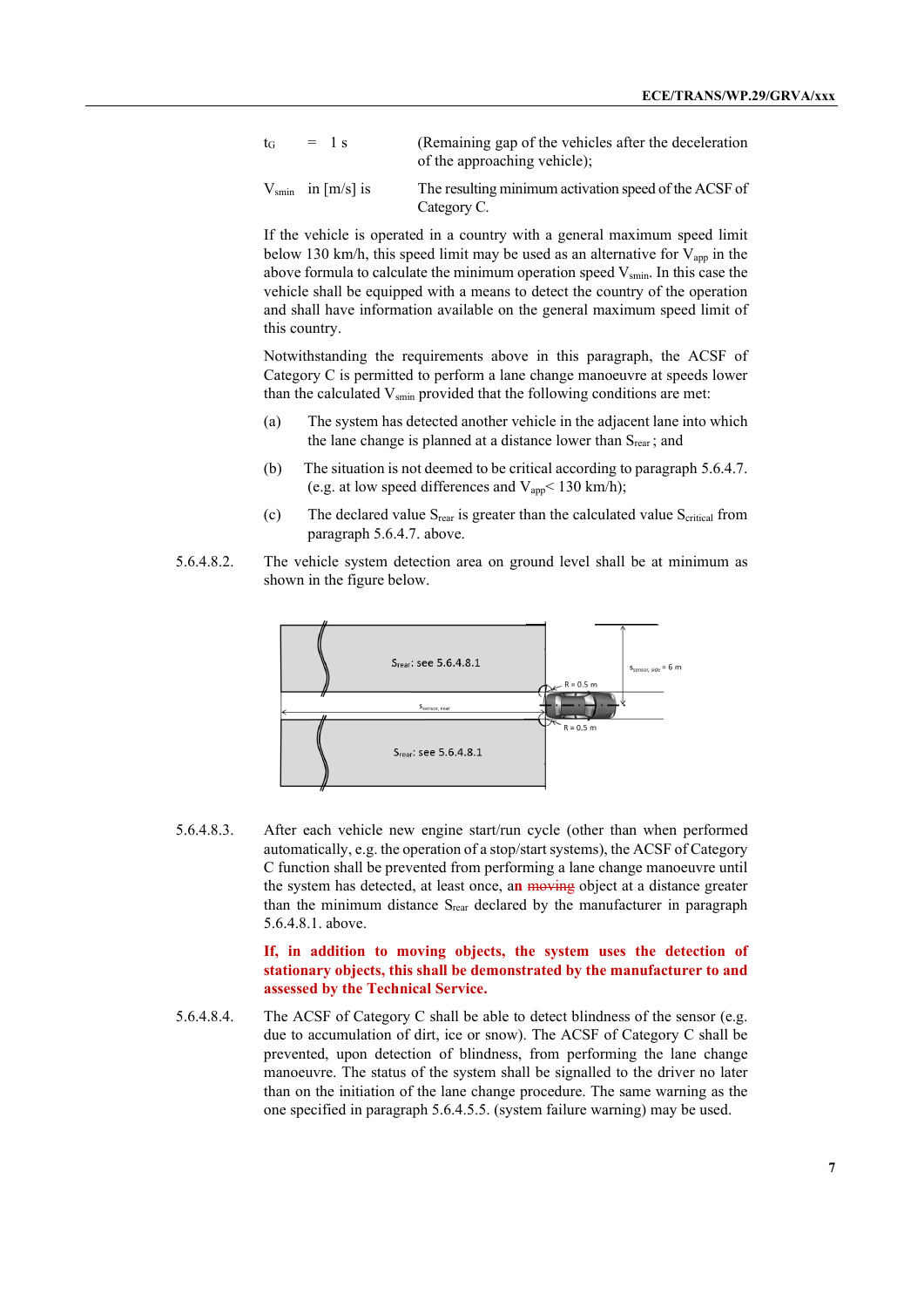$t_G$ = 1 s (Remaining gap of the vehicles after the deceleration of the approaching vehicle);

$V_{smin}$ in [m/s] is The resulting minimum activation speed of the ACSF of Category C.

If the vehicle is operated in a country with a general maximum speed limit below 130 km/h, this speed limit may be used as an alternative for $V_{app}$ in the above formula to calculate the minimum operation speed $V_{smin}$. In this case the vehicle shall be equipped with a means to detect the country of the operation and shall have information available on the general maximum speed limit of this country.

Notwithstanding the requirements above in this paragraph, the ACSF of Category C is permitted to perform a lane change manoeuvre at speeds lower than the calculated $V_{smin}$ provided that the following conditions are met:

(a) The system has detected another vehicle in the adjacent lane into which the lane change is planned at a distance lower than $S_{rear}$ ; and

(b) The situation is not deemed to be critical according to paragraph 5.6.4.7. (e.g. at low speed differences and $V_{app}$< 130 km/h);

(c) The declared value $S_{rear}$ is greater than the calculated value $S_{critical}$ from paragraph 5.6.4.7. above.

5.6.4.8.2. The vehicle system detection area on ground level shall be at minimum as shown in the figure below.

5.6.4.8.3. After each vehicle new engine start/run cycle (other than when performed automatically, e.g. the operation of a stop/start systems), the ACSF of Category C function shall be prevented from performing a lane change manoeuvre until the system has detected, at least once, a**n** ~~moving~~ object at a distance greater than the minimum distance $S_{rear}$ declared by the manufacturer in paragraph 5.6.4.8.1. above.

**If, in addition to moving objects, the system uses the detection of stationary objects, this shall be demonstrated by the manufacturer to and assessed by the Technical Service.**

5.6.4.8.4. The ACSF of Category C shall be able to detect blindness of the sensor (e.g. due to accumulation of dirt, ice or snow). The ACSF of Category C shall be prevented, upon detection of blindness, from performing the lane change manoeuvre. The status of the system shall be signalled to the driver no later than on the initiation of the lane change procedure. The same warning as the one specified in paragraph 5.6.4.5.5. (system failure warning) may be used.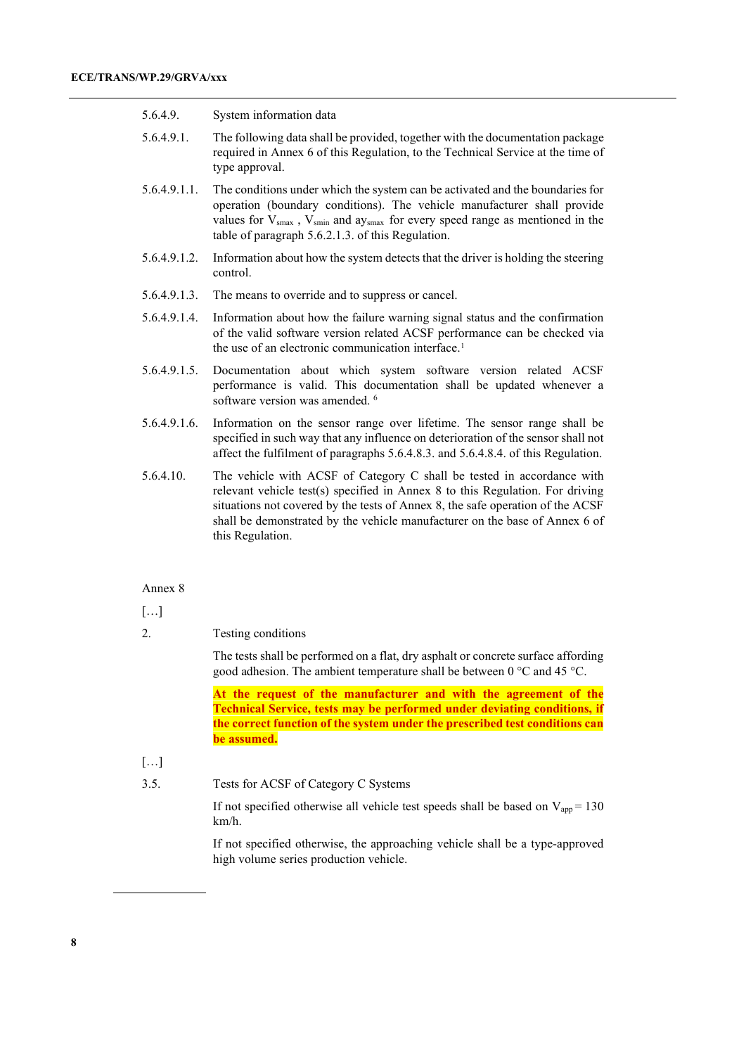5.6.4.9. System information data

5.6.4.9.1. The following data shall be provided, together with the documentation package required in Annex 6 of this Regulation, to the Technical Service at the time of type approval.

5.6.4.9.1.1. The conditions under which the system can be activated and the boundaries for operation (boundary conditions). The vehicle manufacturer shall provide values for $V_{smax}$ , $V_{smin}$ and $ay_{smax}$ for every speed range as mentioned in the table of paragraph 5.6.2.1.3. of this Regulation.

5.6.4.9.1.2. Information about how the system detects that the driver is holding the steering control.

5.6.4.9.1.3. The means to override and to suppress or cancel.

5.6.4.9.1.4. Information about how the failure warning signal status and the confirmation of the valid software version related ACSF performance can be checked via the use of an electronic communication interface.[1]

5.6.4.9.1.5. Documentation about which system software version related ACSF performance is valid. This documentation shall be updated whenever a software version was amended. [6]

5.6.4.9.1.6. Information on the sensor range over lifetime. The sensor range shall be specified in such way that any influence on deterioration of the sensor shall not affect the fulfilment of paragraphs 5.6.4.8.3. and 5.6.4.8.4. of this Regulation.

5.6.4.10. The vehicle with ACSF of Category C shall be tested in accordance with relevant vehicle test(s) specified in Annex 8 to this Regulation. For driving situations not covered by the tests of Annex 8, the safe operation of the ACSF shall be demonstrated by the vehicle manufacturer on the base of Annex 6 of this Regulation.

Annex 8

[…]

2. Testing conditions

The tests shall be performed on a flat, dry asphalt or concrete surface affording good adhesion. The ambient temperature shall be between 0 °C and 45 °C.

**At the request of the manufacturer and with the agreement of the Technical Service, tests may be performed under deviating conditions, if the correct function of the system under the prescribed test conditions can be assumed.**

[…]

3.5. Tests for ACSF of Category C Systems

If not specified otherwise all vehicle test speeds shall be based on $V_{app}$ = 130 km/h.

If not specified otherwise, the approaching vehicle shall be a type-approved high volume series production vehicle.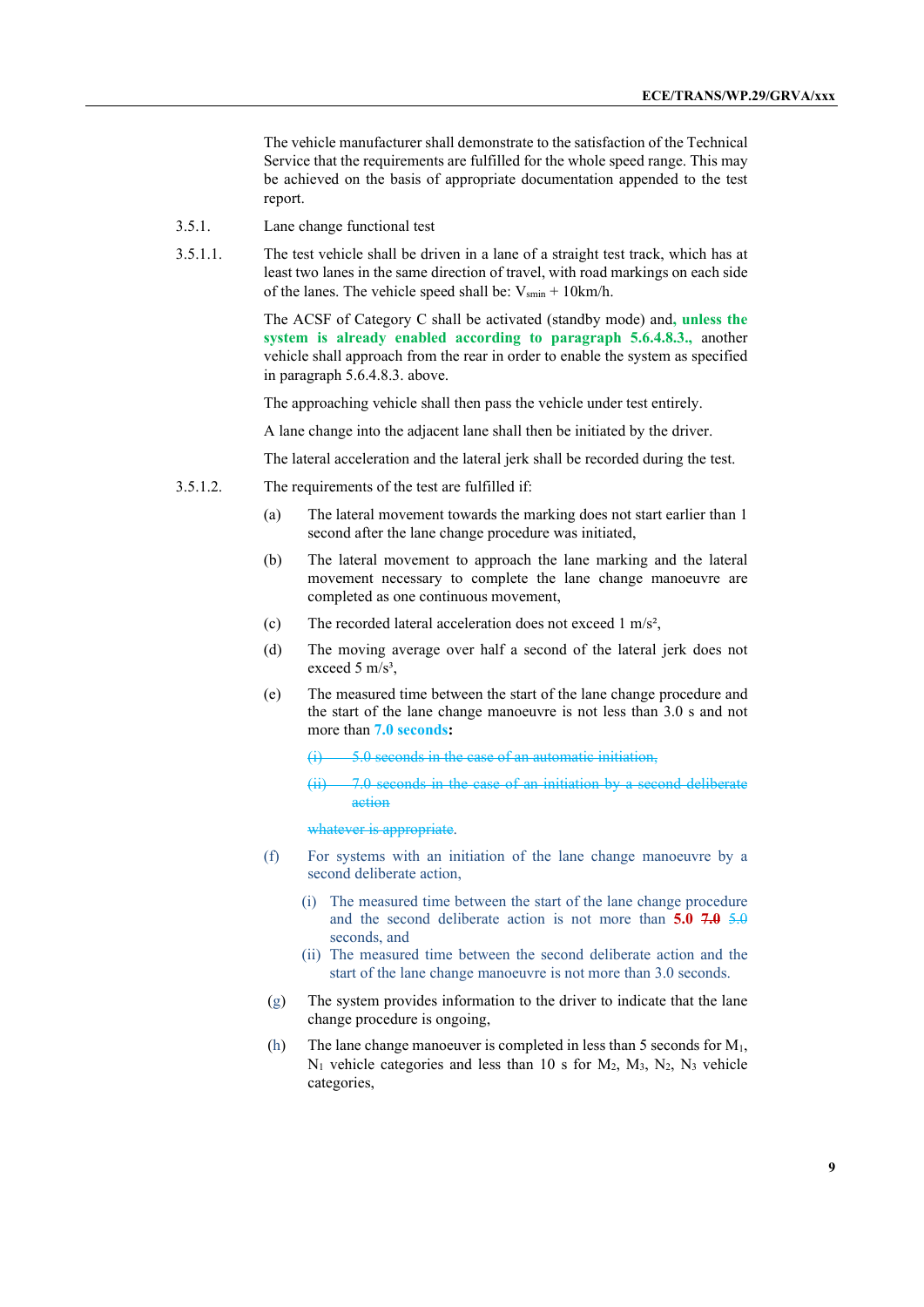The vehicle manufacturer shall demonstrate to the satisfaction of the Technical Service that the requirements are fulfilled for the whole speed range. This may be achieved on the basis of appropriate documentation appended to the test report.

3.5.1. Lane change functional test

3.5.1.1. The test vehicle shall be driven in a lane of a straight test track, which has at least two lanes in the same direction of travel, with road markings on each side of the lanes. The vehicle speed shall be: $V_{smin}$ + 10km/h.

The ACSF of Category C shall be activated (standby mode) and, **unless the system is already enabled according to paragraph 5.6.4.8.3.,** another vehicle shall approach from the rear in order to enable the system as specified in paragraph 5.6.4.8.3. above.

The approaching vehicle shall then pass the vehicle under test entirely.

A lane change into the adjacent lane shall then be initiated by the driver.

The lateral acceleration and the lateral jerk shall be recorded during the test.

3.5.1.2. The requirements of the test are fulfilled if:

(a) The lateral movement towards the marking does not start earlier than 1 second after the lane change procedure was initiated,

(b) The lateral movement to approach the lane marking and the lateral movement necessary to complete the lane change manoeuvre are completed as one continuous movement,

(c) The recorded lateral acceleration does not exceed 1 m/s²,

(d) The moving average over half a second of the lateral jerk does not exceed 5 m/s³,

(e) The measured time between the start of the lane change procedure and the start of the lane change manoeuvre is not less than 3.0 s and not more than **7.0 seconds:**

~~(i) 5.0 seconds in the case of an automatic initiation,~~

~~(ii) 7.0 seconds in the case of an initiation by a second deliberate action~~

~~whatever is appropriate.~~

(f) For systems with an initiation of the lane change manoeuvre by a second deliberate action,

(i) The measured time between the start of the lane change procedure and the second deliberate action is not more than **5.0** ~~7.0~~ ~~5.0~~ seconds, and

(ii) The measured time between the second deliberate action and the start of the lane change manoeuvre is not more than 3.0 seconds.

(g) The system provides information to the driver to indicate that the lane change procedure is ongoing,

(h) The lane change manoeuver is completed in less than 5 seconds for $M_1$, $N_1$ vehicle categories and less than 10 s for $M_2$, $M_3$, $N_2$, $N_3$ vehicle categories,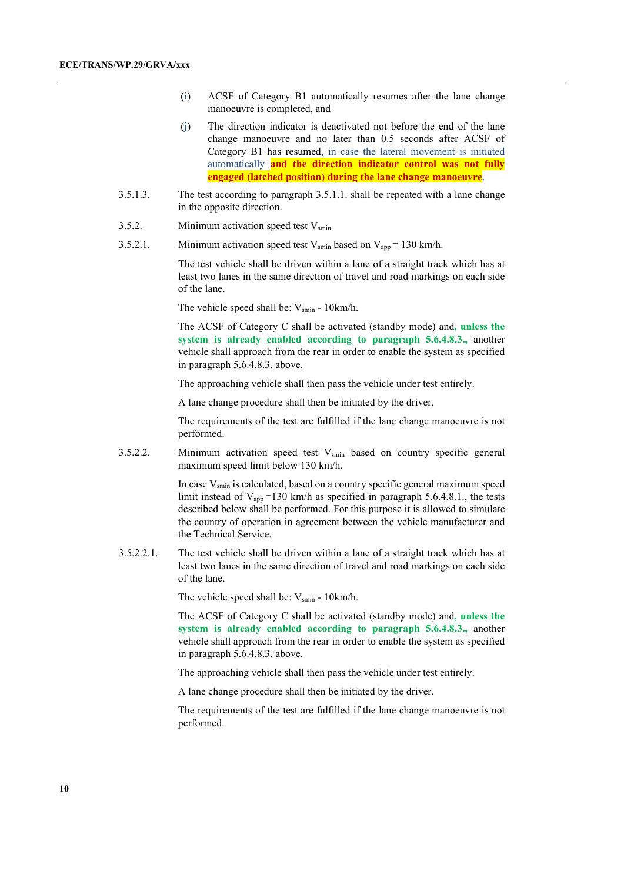(i) ACSF of Category B1 automatically resumes after the lane change manoeuvre is completed, and

(j) The direction indicator is deactivated not before the end of the lane change manoeuvre and no later than 0.5 seconds after ACSF of Category B1 has resumed, in case the lateral movement is initiated automatically **and the direction indicator control was not fully engaged (latched position) during the lane change manoeuvre**.

3.5.1.3. The test according to paragraph 3.5.1.1. shall be repeated with a lane change in the opposite direction.

3.5.2. Minimum activation speed test $V_{smin.}$

3.5.2.1. Minimum activation speed test $V_{smin}$ based on $V_{app}$ = 130 km/h.

The test vehicle shall be driven within a lane of a straight track which has at least two lanes in the same direction of travel and road markings on each side of the lane.

The vehicle speed shall be: $V_{smin}$ - 10km/h.

The ACSF of Category C shall be activated (standby mode) and, **unless the system is already enabled according to paragraph 5.6.4.8.3.,** another vehicle shall approach from the rear in order to enable the system as specified in paragraph 5.6.4.8.3. above.

The approaching vehicle shall then pass the vehicle under test entirely.

A lane change procedure shall then be initiated by the driver.

The requirements of the test are fulfilled if the lane change manoeuvre is not performed.

3.5.2.2. Minimum activation speed test $V_{smin}$ based on country specific general maximum speed limit below 130 km/h.

In case $V_{smin}$ is calculated, based on a country specific general maximum speed limit instead of $V_{app}$ =130 km/h as specified in paragraph 5.6.4.8.1., the tests described below shall be performed. For this purpose it is allowed to simulate the country of operation in agreement between the vehicle manufacturer and the Technical Service.

3.5.2.2.1. The test vehicle shall be driven within a lane of a straight track which has at least two lanes in the same direction of travel and road markings on each side of the lane.

The vehicle speed shall be: $V_{smin}$ - 10km/h.

The ACSF of Category C shall be activated (standby mode) and, **unless the system is already enabled according to paragraph 5.6.4.8.3.,** another vehicle shall approach from the rear in order to enable the system as specified in paragraph 5.6.4.8.3. above.

The approaching vehicle shall then pass the vehicle under test entirely.

A lane change procedure shall then be initiated by the driver.

The requirements of the test are fulfilled if the lane change manoeuvre is not performed.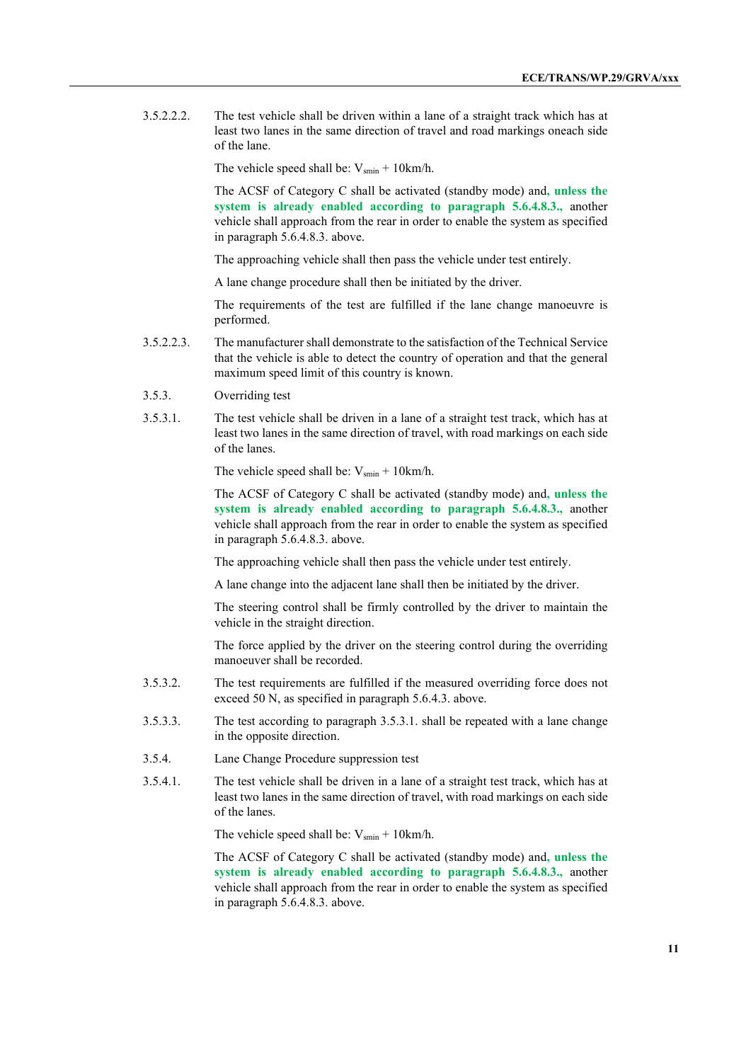3.5.2.2.2. The test vehicle shall be driven within a lane of a straight track which has at least two lanes in the same direction of travel and road markings oneach side of the lane.

The vehicle speed shall be: $V_{smin}$ + 10km/h.

The ACSF of Category C shall be activated (standby mode) and**, unless the system is already enabled according to paragraph 5.6.4.8.3.,** another vehicle shall approach from the rear in order to enable the system as specified in paragraph 5.6.4.8.3. above.

The approaching vehicle shall then pass the vehicle under test entirely.

A lane change procedure shall then be initiated by the driver.

The requirements of the test are fulfilled if the lane change manoeuvre is performed.

3.5.2.2.3. The manufacturer shall demonstrate to the satisfaction of the Technical Service that the vehicle is able to detect the country of operation and that the general maximum speed limit of this country is known.

3.5.3. Overriding test

3.5.3.1. The test vehicle shall be driven in a lane of a straight test track, which has at least two lanes in the same direction of travel, with road markings on each side of the lanes.

The vehicle speed shall be: $V_{smin}$ + 10km/h.

The ACSF of Category C shall be activated (standby mode) and, **unless the system is already enabled according to paragraph 5.6.4.8.3.,** another vehicle shall approach from the rear in order to enable the system as specified in paragraph 5.6.4.8.3. above.

The approaching vehicle shall then pass the vehicle under test entirely.

A lane change into the adjacent lane shall then be initiated by the driver.

The steering control shall be firmly controlled by the driver to maintain the vehicle in the straight direction.

The force applied by the driver on the steering control during the overriding manoeuver shall be recorded.

3.5.3.2. The test requirements are fulfilled if the measured overriding force does not exceed 50 N, as specified in paragraph 5.6.4.3. above.

3.5.3.3. The test according to paragraph 3.5.3.1. shall be repeated with a lane change in the opposite direction.

3.5.4. Lane Change Procedure suppression test

3.5.4.1. The test vehicle shall be driven in a lane of a straight test track, which has at least two lanes in the same direction of travel, with road markings on each side of the lanes.

The vehicle speed shall be: $V_{smin}$ + 10km/h.

The ACSF of Category C shall be activated (standby mode) and**, unless the system is already enabled according to paragraph 5.6.4.8.3.,** another vehicle shall approach from the rear in order to enable the system as specified in paragraph 5.6.4.8.3. above.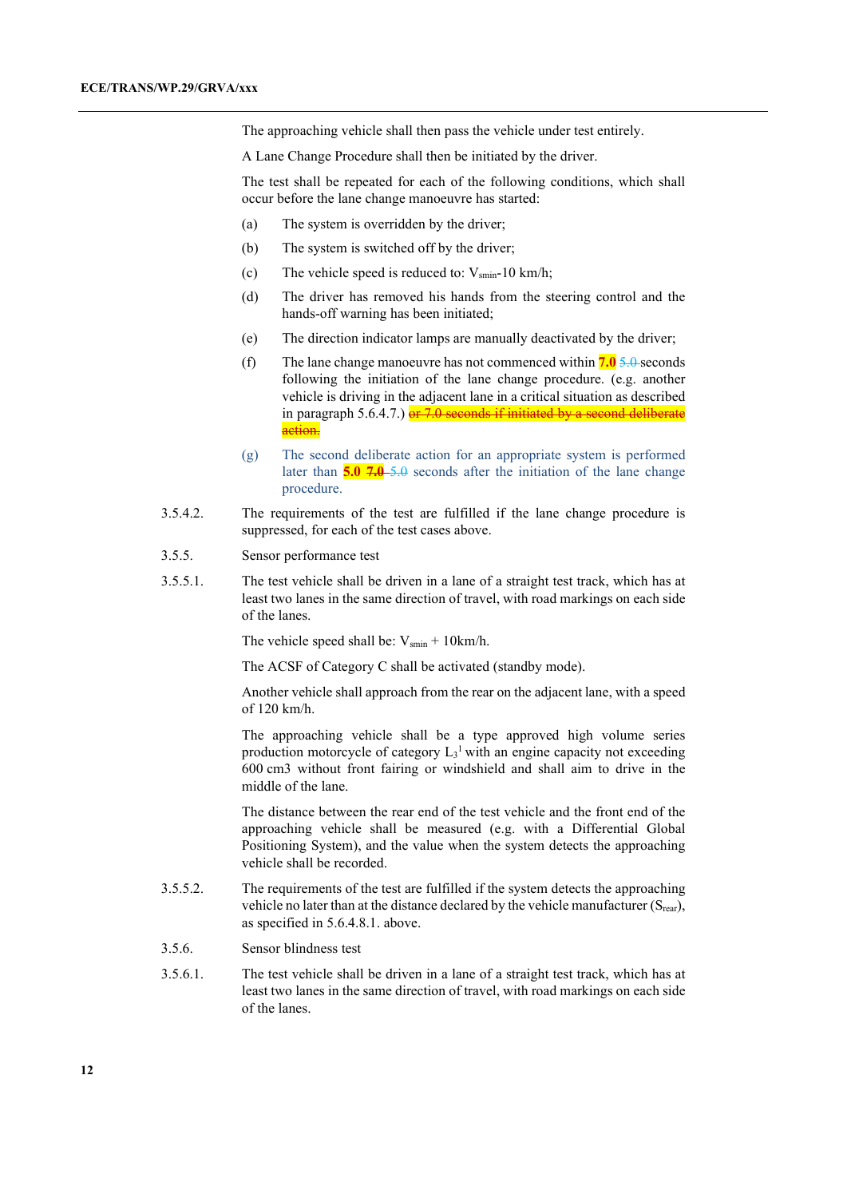The approaching vehicle shall then pass the vehicle under test entirely.

A Lane Change Procedure shall then be initiated by the driver.

The test shall be repeated for each of the following conditions, which shall occur before the lane change manoeuvre has started:

(a) The system is overridden by the driver;

(b) The system is switched off by the driver;

(c) The vehicle speed is reduced to: $V_{smin}$-10 km/h;

(d) The driver has removed his hands from the steering control and the hands-off warning has been initiated;

(e) The direction indicator lamps are manually deactivated by the driver;

(f) The lane change manoeuvre has not commenced within **7.0** ~~5.0~~ seconds following the initiation of the lane change procedure. (e.g. another vehicle is driving in the adjacent lane in a critical situation as described in paragraph 5.6.4.7.) ~~or 7.0 seconds if initiated by a second deliberate action.~~

(g) The second deliberate action for an appropriate system is performed later than **5.0** ~~**7.0**~~ ~~5.0~~ seconds after the initiation of the lane change procedure.

3.5.4.2. The requirements of the test are fulfilled if the lane change procedure is suppressed, for each of the test cases above.

3.5.5. Sensor performance test

3.5.5.1. The test vehicle shall be driven in a lane of a straight test track, which has at least two lanes in the same direction of travel, with road markings on each side of the lanes.

The vehicle speed shall be: $V_{smin}$ + 10km/h.

The ACSF of Category C shall be activated (standby mode).

Another vehicle shall approach from the rear on the adjacent lane, with a speed of 120 km/h.

The approaching vehicle shall be a type approved high volume series production motorcycle of category $L_3$[1] with an engine capacity not exceeding 600 cm3 without front fairing or windshield and shall aim to drive in the middle of the lane.

The distance between the rear end of the test vehicle and the front end of the approaching vehicle shall be measured (e.g. with a Differential Global Positioning System), and the value when the system detects the approaching vehicle shall be recorded.

3.5.5.2. The requirements of the test are fulfilled if the system detects the approaching vehicle no later than at the distance declared by the vehicle manufacturer ($S_{rear}$), as specified in 5.6.4.8.1. above.

3.5.6. Sensor blindness test

3.5.6.1. The test vehicle shall be driven in a lane of a straight test track, which has at least two lanes in the same direction of travel, with road markings on each side of the lanes.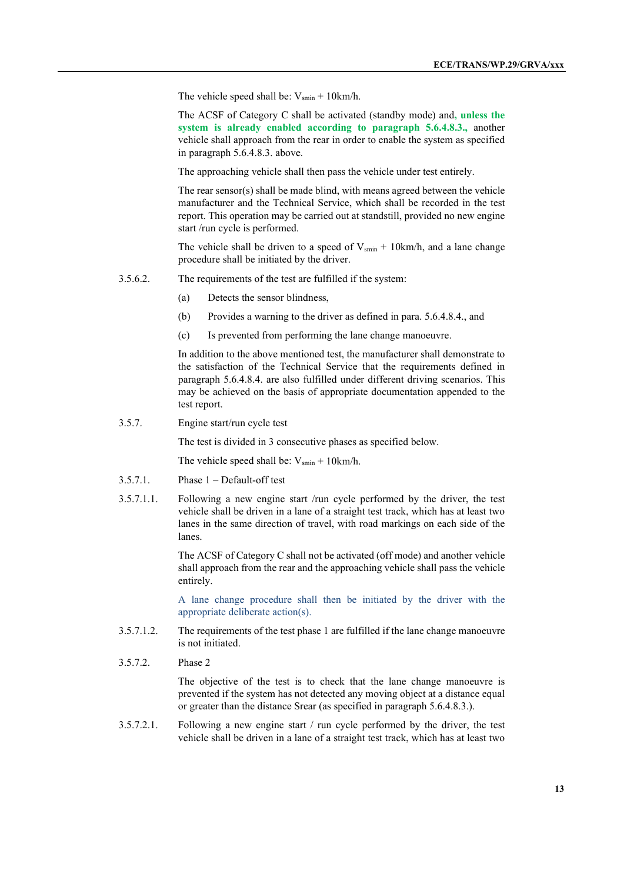The vehicle speed shall be: $V_{smin}$ + 10km/h.

The ACSF of Category C shall be activated (standby mode) and, **unless the system is already enabled according to paragraph 5.6.4.8.3.,** another vehicle shall approach from the rear in order to enable the system as specified in paragraph 5.6.4.8.3. above.

The approaching vehicle shall then pass the vehicle under test entirely.

The rear sensor(s) shall be made blind, with means agreed between the vehicle manufacturer and the Technical Service, which shall be recorded in the test report. This operation may be carried out at standstill, provided no new engine start /run cycle is performed.

The vehicle shall be driven to a speed of $V_{smin}$ + 10km/h, and a lane change procedure shall be initiated by the driver.

3.5.6.2. The requirements of the test are fulfilled if the system:

(a) Detects the sensor blindness,

(b) Provides a warning to the driver as defined in para. 5.6.4.8.4., and

(c) Is prevented from performing the lane change manoeuvre.

In addition to the above mentioned test, the manufacturer shall demonstrate to the satisfaction of the Technical Service that the requirements defined in paragraph 5.6.4.8.4. are also fulfilled under different driving scenarios. This may be achieved on the basis of appropriate documentation appended to the test report.

3.5.7. Engine start/run cycle test

The test is divided in 3 consecutive phases as specified below.

The vehicle speed shall be: $V_{smin}$ + 10km/h.

3.5.7.1. Phase 1 – Default-off test

3.5.7.1.1. Following a new engine start /run cycle performed by the driver, the test vehicle shall be driven in a lane of a straight test track, which has at least two lanes in the same direction of travel, with road markings on each side of the lanes.

The ACSF of Category C shall not be activated (off mode) and another vehicle shall approach from the rear and the approaching vehicle shall pass the vehicle entirely.

A lane change procedure shall then be initiated by the driver with the appropriate deliberate action(s).

3.5.7.1.2. The requirements of the test phase 1 are fulfilled if the lane change manoeuvre is not initiated.

3.5.7.2. Phase 2

The objective of the test is to check that the lane change manoeuvre is prevented if the system has not detected any moving object at a distance equal or greater than the distance Srear (as specified in paragraph 5.6.4.8.3.).

3.5.7.2.1. Following a new engine start / run cycle performed by the driver, the test vehicle shall be driven in a lane of a straight test track, which has at least two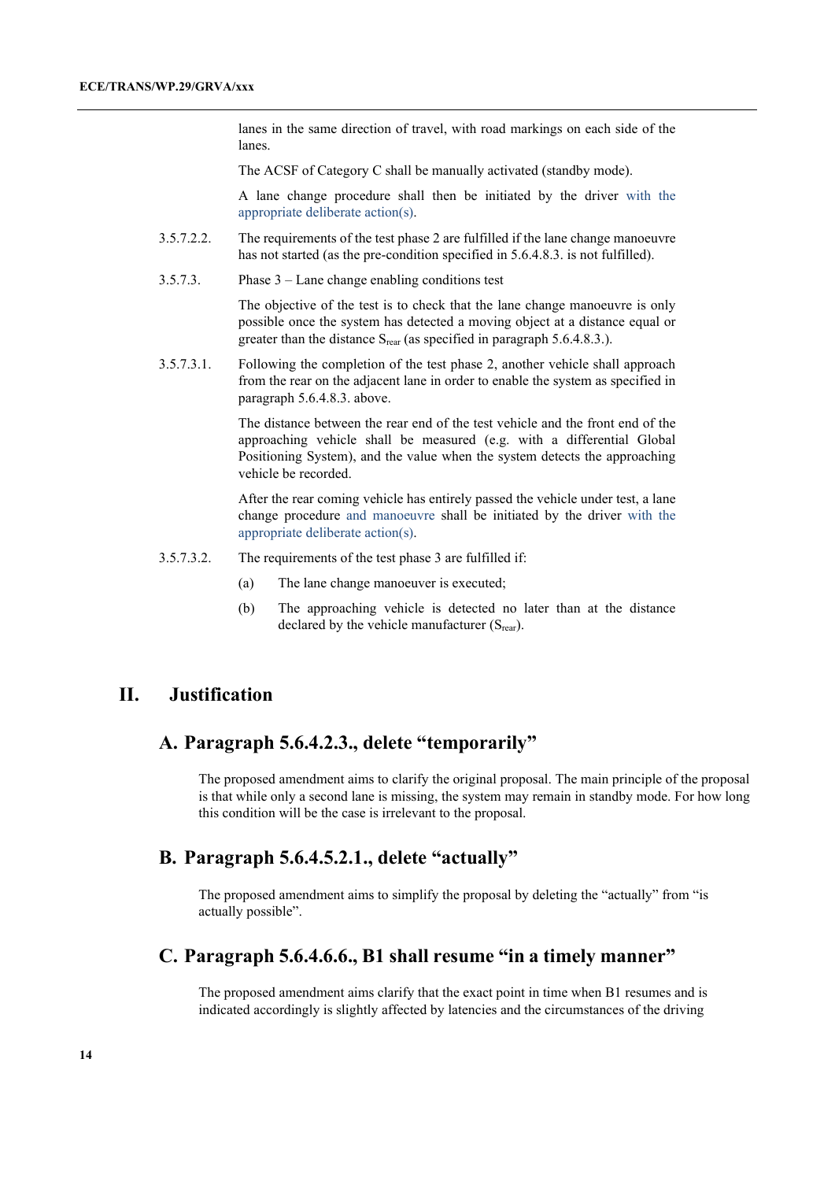lanes in the same direction of travel, with road markings on each side of the lanes.

The ACSF of Category C shall be manually activated (standby mode).

A lane change procedure shall then be initiated by the driver with the appropriate deliberate action(s).

3.5.7.2.2. The requirements of the test phase 2 are fulfilled if the lane change manoeuvre has not started (as the pre-condition specified in 5.6.4.8.3. is not fulfilled).

3.5.7.3. Phase 3 – Lane change enabling conditions test

The objective of the test is to check that the lane change manoeuvre is only possible once the system has detected a moving object at a distance equal or greater than the distance $S_{rear}$ (as specified in paragraph 5.6.4.8.3.).

3.5.7.3.1. Following the completion of the test phase 2, another vehicle shall approach from the rear on the adjacent lane in order to enable the system as specified in paragraph 5.6.4.8.3. above.

The distance between the rear end of the test vehicle and the front end of the approaching vehicle shall be measured (e.g. with a differential Global Positioning System), and the value when the system detects the approaching vehicle be recorded.

After the rear coming vehicle has entirely passed the vehicle under test, a lane change procedure and manoeuvre shall be initiated by the driver with the appropriate deliberate action(s).

3.5.7.3.2. The requirements of the test phase 3 are fulfilled if:

(a) The lane change manoeuver is executed;

(b) The approaching vehicle is detected no later than at the distance declared by the vehicle manufacturer ($S_{rear}$).

# II. Justification

## A. Paragraph 5.6.4.2.3., delete "temporarily"

The proposed amendment aims to clarify the original proposal. The main principle of the proposal is that while only a second lane is missing, the system may remain in standby mode. For how long this condition will be the case is irrelevant to the proposal.

## B. Paragraph 5.6.4.5.2.1., delete "actually"

The proposed amendment aims to simplify the proposal by deleting the "actually" from "is actually possible".

## C. Paragraph 5.6.4.6.6., B1 shall resume "in a timely manner"

The proposed amendment aims clarify that the exact point in time when B1 resumes and is indicated accordingly is slightly affected by latencies and the circumstances of the driving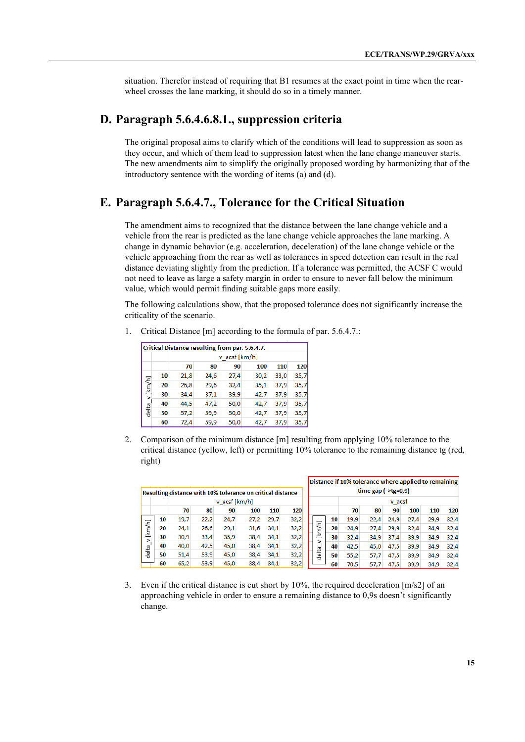situation. Therefor instead of requiring that B1 resumes at the exact point in time when the rear-wheel crosses the lane marking, it should do so in a timely manner.

## D. Paragraph 5.6.4.6.8.1., suppression criteria

The original proposal aims to clarify which of the conditions will lead to suppression as soon as they occur, and which of them lead to suppression latest when the lane change maneuver starts. The new amendments aim to simplify the originally proposed wording by harmonizing that of the introductory sentence with the wording of items (a) and (d).

## E. Paragraph 5.6.4.7., Tolerance for the Critical Situation

The amendment aims to recognized that the distance between the lane change vehicle and a vehicle from the rear is predicted as the lane change vehicle approaches the lane marking. A change in dynamic behavior (e.g. acceleration, deceleration) of the lane change vehicle or the vehicle approaching from the rear as well as tolerances in speed detection can result in the real distance deviating slightly from the prediction. If a tolerance was permitted, the ACSF C would not need to leave as large a safety margin in order to ensure to never fall below the minimum value, which would permit finding suitable gaps more easily.

The following calculations show, that the proposed tolerance does not significantly increase the criticality of the scenario.

1. Critical Distance [m] according to the formula of par. 5.6.4.7.:

| Critical Distance resulting from par. 5.6.4.7. | | | | | | | |
|---|---|---|---|---|---|---|---|
| | | v_acsf [km/h] | | | | | |
| | | 70 | 80 | 90 | 100 | 110 | 120 |
| delta_v [km/h] | 10 | 21,8 | 24,6 | 27,4 | 30,2 | 33,0 | 35,7 |
| | 20 | 26,8 | 29,6 | 32,4 | 35,1 | 37,9 | 35,7 |
| | 30 | 34,4 | 37,1 | 39,9 | 42,7 | 37,9 | 35,7 |
| | 40 | 44,5 | 47,2 | 50,0 | 42,7 | 37,9 | 35,7 |
| | 50 | 57,2 | 59,9 | 50,0 | 42,7 | 37,9 | 35,7 |
| | 60 | 72,4 | 59,9 | 50,0 | 42,7 | 37,9 | 35,7 |

2. Comparison of the minimum distance [m] resulting from applying 10% tolerance to the critical distance (yellow, left) or permitting 10% tolerance to the remaining distance tg (red, right)

| Resulting distance with 10% tolerance on critical distance | | | | | | | |
|---|---|---|---|---|---|---|---|
| | | v_acsf [km/h] | | | | | |
| | | 70 | 80 | 90 | 100 | 110 | 120 |
| delta_v [km/h] | 10 | 19,7 | 22,2 | 24,7 | 27,2 | 29,7 | 32,2 |
| | 20 | 24,1 | 26,6 | 29,1 | 31,6 | 34,1 | 32,2 |
| | 30 | 30,9 | 33,4 | 35,9 | 38,4 | 34,1 | 32,2 |
| | 40 | 40,0 | 42,5 | 45,0 | 38,4 | 34,1 | 32,2 |
| | 50 | 51,4 | 53,9 | 45,0 | 38,4 | 34,1 | 32,2 |
| | 60 | 65,2 | 53,9 | 45,0 | 38,4 | 34,1 | 32,2 |

| Distance if 10% tolerance where applied to remaining time gap (->tg=0,9) | | | | | | | |
|---|---|---|---|---|---|---|---|
| | | v_acsf | | | | | |
| | | 70 | 80 | 90 | 100 | 110 | 120 |
| delta_v [km/h] | 10 | 19,9 | 22,4 | 24,9 | 27,4 | 29,9 | 32,4 |
| | 20 | 24,9 | 27,4 | 29,9 | 32,4 | 34,9 | 32,4 |
| | 30 | 32,4 | 34,9 | 37,4 | 39,9 | 34,9 | 32,4 |
| | 40 | 42,5 | 45,0 | 47,5 | 39,9 | 34,9 | 32,4 |
| | 50 | 55,2 | 57,7 | 47,5 | 39,9 | 34,9 | 32,4 |
| | 60 | 70,5 | 57,7 | 47,5 | 39,9 | 34,9 | 32,4 |

3. Even if the critical distance is cut short by 10%, the required deceleration [m/s2] of an approaching vehicle in order to ensure a remaining distance to 0,9s doesn't significantly change.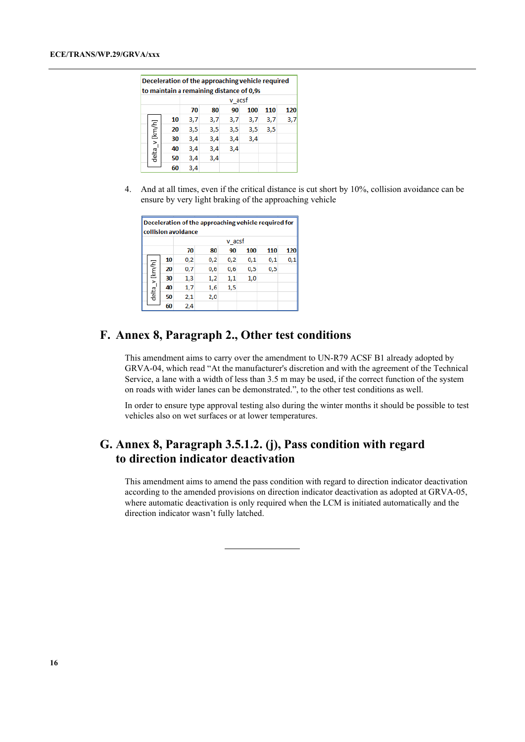| Deceleration of the approaching vehicle required to maintain a remaining distance of 0,9s | | | | | | | |
|---|---|---|---|---|---|---|---|
| | | v_acsf | | | | | |
| | | 70 | 80 | 90 | 100 | 110 | 120 |
| delta_v [km/h] | 10 | 3,7 | 3,7 | 3,7 | 3,7 | 3,7 | 3,7 |
| | 20 | 3,5 | 3,5 | 3,5 | 3,5 | 3,5 | |
| | 30 | 3,4 | 3,4 | 3,4 | 3,4 | | |
| | 40 | 3,4 | 3,4 | 3,4 | | | |
| | 50 | 3,4 | 3,4 | | | | |
| | 60 | 3,4 | | | | | |

4. And at all times, even if the critical distance is cut short by 10%, collision avoidance can be ensure by very light braking of the approaching vehicle

| Deceleration of the approaching vehicle required for collision avoidance | | | | | | | |
|---|---|---|---|---|---|---|---|
| | | v_acsf | | | | | |
| | | 70 | 80 | 90 | 100 | 110 | 120 |
| delta_v [km/h] | 10 | 0,2 | 0,2 | 0,2 | 0,1 | 0,1 | 0,1 |
| | 20 | 0,7 | 0,6 | 0,6 | 0,5 | 0,5 | |
| | 30 | 1,3 | 1,2 | 1,1 | 1,0 | | |
| | 40 | 1,7 | 1,6 | 1,5 | | | |
| | 50 | 2,1 | 2,0 | | | | |
| | 60 | 2,4 | | | | | |

## F. Annex 8, Paragraph 2., Other test conditions

This amendment aims to carry over the amendment to UN-R79 ACSF B1 already adopted by GRVA-04, which read "At the manufacturer's discretion and with the agreement of the Technical Service, a lane with a width of less than 3.5 m may be used, if the correct function of the system on roads with wider lanes can be demonstrated.", to the other test conditions as well.

In order to ensure type approval testing also during the winter months it should be possible to test vehicles also on wet surfaces or at lower temperatures.

## G. Annex 8, Paragraph 3.5.1.2. (j), Pass condition with regard to direction indicator deactivation

This amendment aims to amend the pass condition with regard to direction indicator deactivation according to the amended provisions on direction indicator deactivation as adopted at GRVA-05, where automatic deactivation is only required when the LCM is initiated automatically and the direction indicator wasn't fully latched.